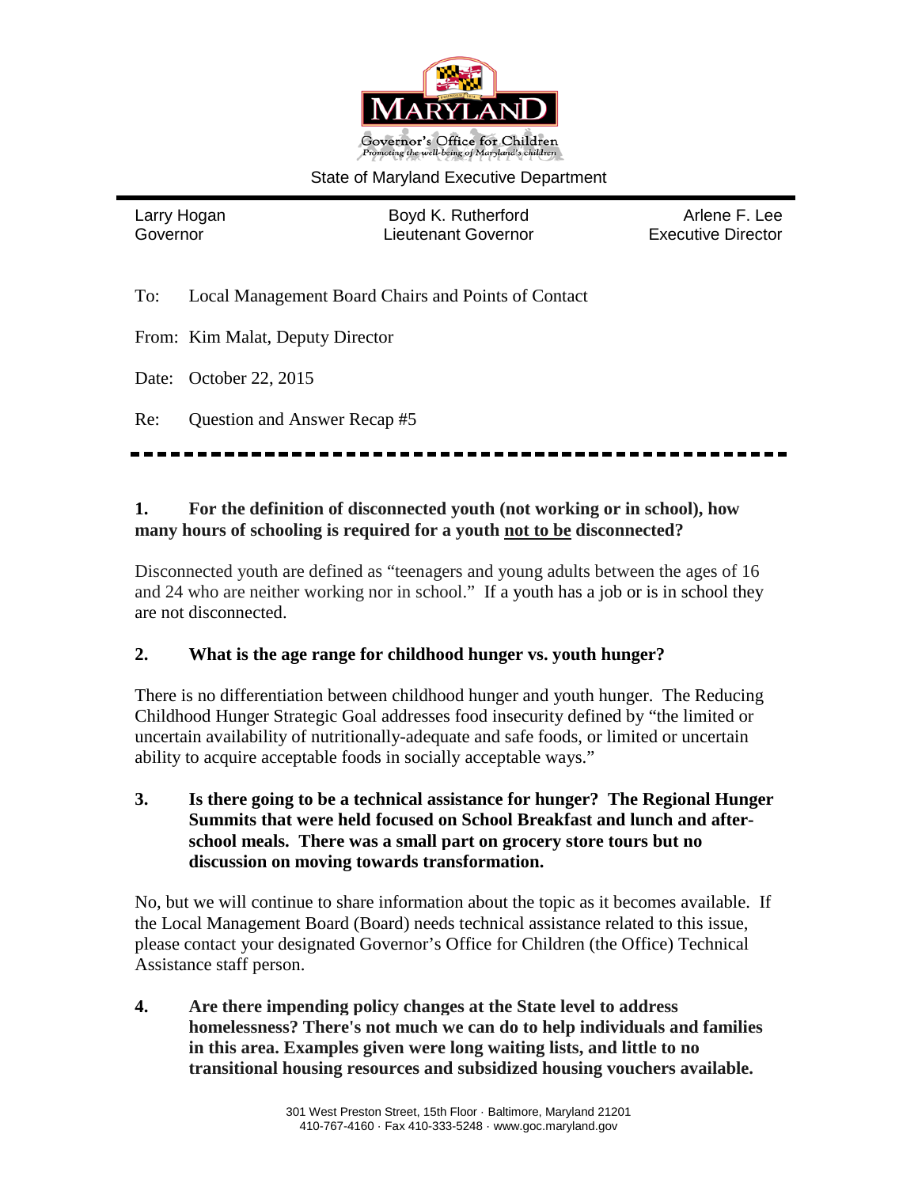Governor's Office for Children
*Promoting the well-being of Maryland's children*

State of Maryland Executive Department

Larry Hogan
Governor

Boyd K. Rutherford
Lieutenant Governor

Arlene F. Lee
Executive Director

To: Local Management Board Chairs and Points of Contact

From: Kim Malat, Deputy Director

Date: October 22, 2015

Re: Question and Answer Recap #5

---

**1. For the definition of disconnected youth (not working or in school), how many hours of schooling is required for a youth <u>not to be</u> disconnected?**

Disconnected youth are defined as "teenagers and young adults between the ages of 16 and 24 who are neither working nor in school." If a youth has a job or is in school they are not disconnected.

**2. What is the age range for childhood hunger vs. youth hunger?**

There is no differentiation between childhood hunger and youth hunger. The Reducing Childhood Hunger Strategic Goal addresses food insecurity defined by "the limited or uncertain availability of nutritionally-adequate and safe foods, or limited or uncertain ability to acquire acceptable foods in socially acceptable ways."

**3. Is there going to be a technical assistance for hunger? The Regional Hunger Summits that were held focused on School Breakfast and lunch and after-school meals. There was a small part on grocery store tours but no discussion on moving towards transformation.**

No, but we will continue to share information about the topic as it becomes available. If the Local Management Board (Board) needs technical assistance related to this issue, please contact your designated Governor's Office for Children (the Office) Technical Assistance staff person.

**4. Are there impending policy changes at the State level to address homelessness? There's not much we can do to help individuals and families in this area. Examples given were long waiting lists, and little to no transitional housing resources and subsidized housing vouchers available.**

301 West Preston Street, 15th Floor · Baltimore, Maryland 21201
410-767-4160 · Fax 410-333-5248 · www.goc.maryland.gov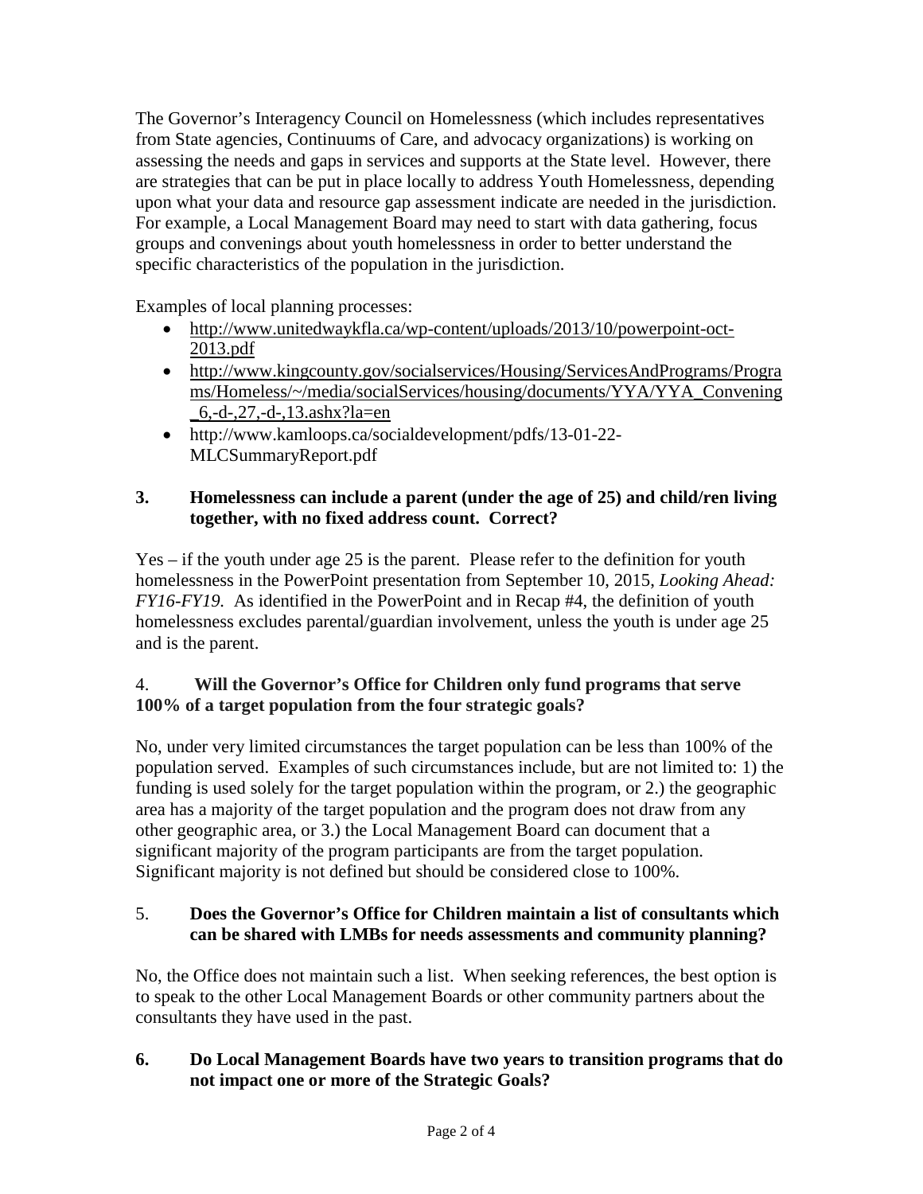The Governor's Interagency Council on Homelessness (which includes representatives from State agencies, Continuums of Care, and advocacy organizations) is working on assessing the needs and gaps in services and supports at the State level. However, there are strategies that can be put in place locally to address Youth Homelessness, depending upon what your data and resource gap assessment indicate are needed in the jurisdiction. For example, a Local Management Board may need to start with data gathering, focus groups and convenings about youth homelessness in order to better understand the specific characteristics of the population in the jurisdiction.

Examples of local planning processes:

- http://www.unitedwaykfla.ca/wp-content/uploads/2013/10/powerpoint-oct-2013.pdf
- http://www.kingcounty.gov/socialservices/Housing/ServicesAndPrograms/Programs/Homeless/~/media/socialServices/housing/documents/YYA/YYA_Convening_6,-d-,27,-d-,13.ashx?la=en
- http://www.kamloops.ca/socialdevelopment/pdfs/13-01-22-MLCSummaryReport.pdf

**3. Homelessness can include a parent (under the age of 25) and child/ren living together, with no fixed address count. Correct?**

Yes – if the youth under age 25 is the parent. Please refer to the definition for youth homelessness in the PowerPoint presentation from September 10, 2015, *Looking Ahead: FY16-FY19.* As identified in the PowerPoint and in Recap #4, the definition of youth homelessness excludes parental/guardian involvement, unless the youth is under age 25 and is the parent.

4. **Will the Governor's Office for Children only fund programs that serve 100% of a target population from the four strategic goals?**

No, under very limited circumstances the target population can be less than 100% of the population served. Examples of such circumstances include, but are not limited to: 1) the funding is used solely for the target population within the program, or 2.) the geographic area has a majority of the target population and the program does not draw from any other geographic area, or 3.) the Local Management Board can document that a significant majority of the program participants are from the target population. Significant majority is not defined but should be considered close to 100%.

5. **Does the Governor's Office for Children maintain a list of consultants which can be shared with LMBs for needs assessments and community planning?**

No, the Office does not maintain such a list. When seeking references, the best option is to speak to the other Local Management Boards or other community partners about the consultants they have used in the past.

**6. Do Local Management Boards have two years to transition programs that do not impact one or more of the Strategic Goals?**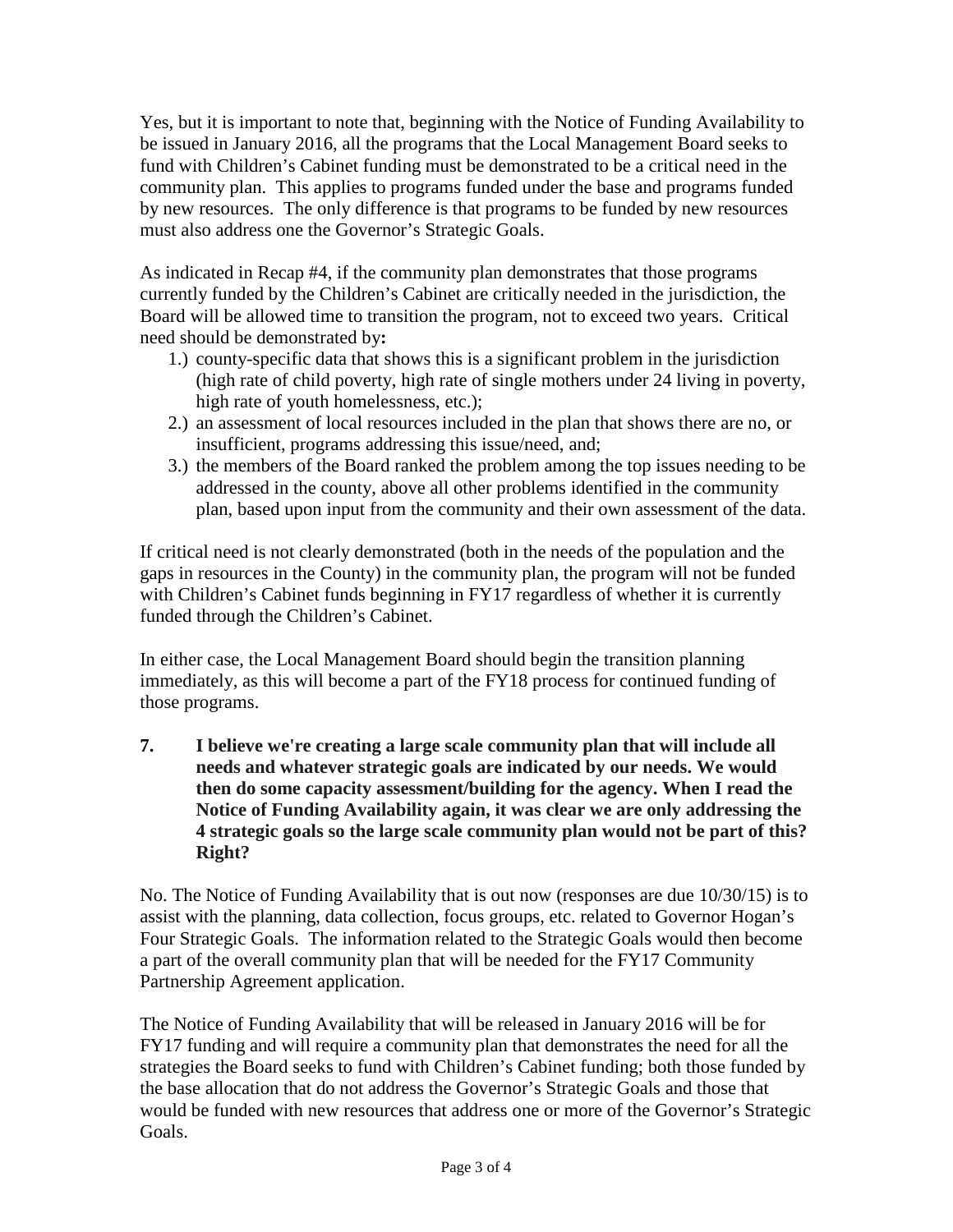Yes, but it is important to note that, beginning with the Notice of Funding Availability to be issued in January 2016, all the programs that the Local Management Board seeks to fund with Children's Cabinet funding must be demonstrated to be a critical need in the community plan. This applies to programs funded under the base and programs funded by new resources. The only difference is that programs to be funded by new resources must also address one the Governor's Strategic Goals.

As indicated in Recap #4, if the community plan demonstrates that those programs currently funded by the Children's Cabinet are critically needed in the jurisdiction, the Board will be allowed time to transition the program, not to exceed two years. Critical need should be demonstrated by**:**

1.) county-specific data that shows this is a significant problem in the jurisdiction (high rate of child poverty, high rate of single mothers under 24 living in poverty, high rate of youth homelessness, etc.);
2.) an assessment of local resources included in the plan that shows there are no, or insufficient, programs addressing this issue/need, and;
3.) the members of the Board ranked the problem among the top issues needing to be addressed in the county, above all other problems identified in the community plan, based upon input from the community and their own assessment of the data.

If critical need is not clearly demonstrated (both in the needs of the population and the gaps in resources in the County) in the community plan, the program will not be funded with Children's Cabinet funds beginning in FY17 regardless of whether it is currently funded through the Children's Cabinet.

In either case, the Local Management Board should begin the transition planning immediately, as this will become a part of the FY18 process for continued funding of those programs.

**7. I believe we're creating a large scale community plan that will include all needs and whatever strategic goals are indicated by our needs. We would then do some capacity assessment/building for the agency. When I read the Notice of Funding Availability again, it was clear we are only addressing the 4 strategic goals so the large scale community plan would not be part of this? Right?**

No. The Notice of Funding Availability that is out now (responses are due 10/30/15) is to assist with the planning, data collection, focus groups, etc. related to Governor Hogan's Four Strategic Goals. The information related to the Strategic Goals would then become a part of the overall community plan that will be needed for the FY17 Community Partnership Agreement application.

The Notice of Funding Availability that will be released in January 2016 will be for FY17 funding and will require a community plan that demonstrates the need for all the strategies the Board seeks to fund with Children's Cabinet funding; both those funded by the base allocation that do not address the Governor's Strategic Goals and those that would be funded with new resources that address one or more of the Governor's Strategic Goals.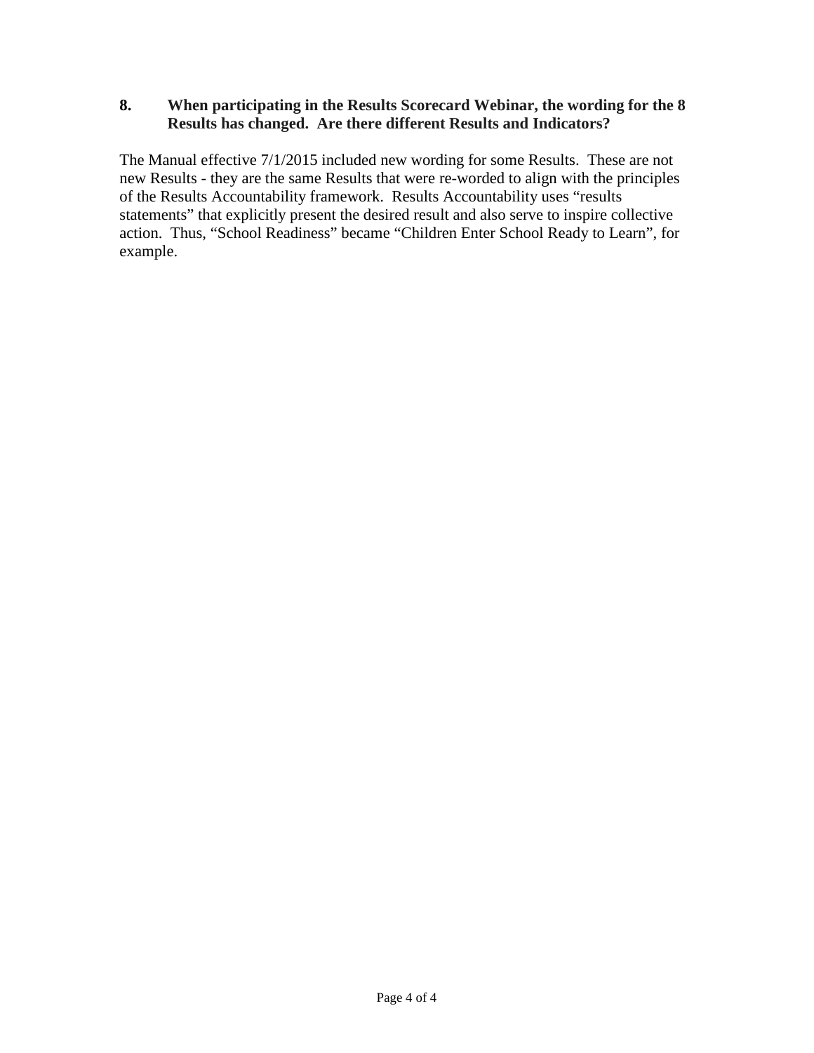**8. When participating in the Results Scorecard Webinar, the wording for the 8 Results has changed. Are there different Results and Indicators?**

The Manual effective 7/1/2015 included new wording for some Results. These are not new Results - they are the same Results that were re-worded to align with the principles of the Results Accountability framework. Results Accountability uses "results statements" that explicitly present the desired result and also serve to inspire collective action. Thus, "School Readiness" became "Children Enter School Ready to Learn", for example.